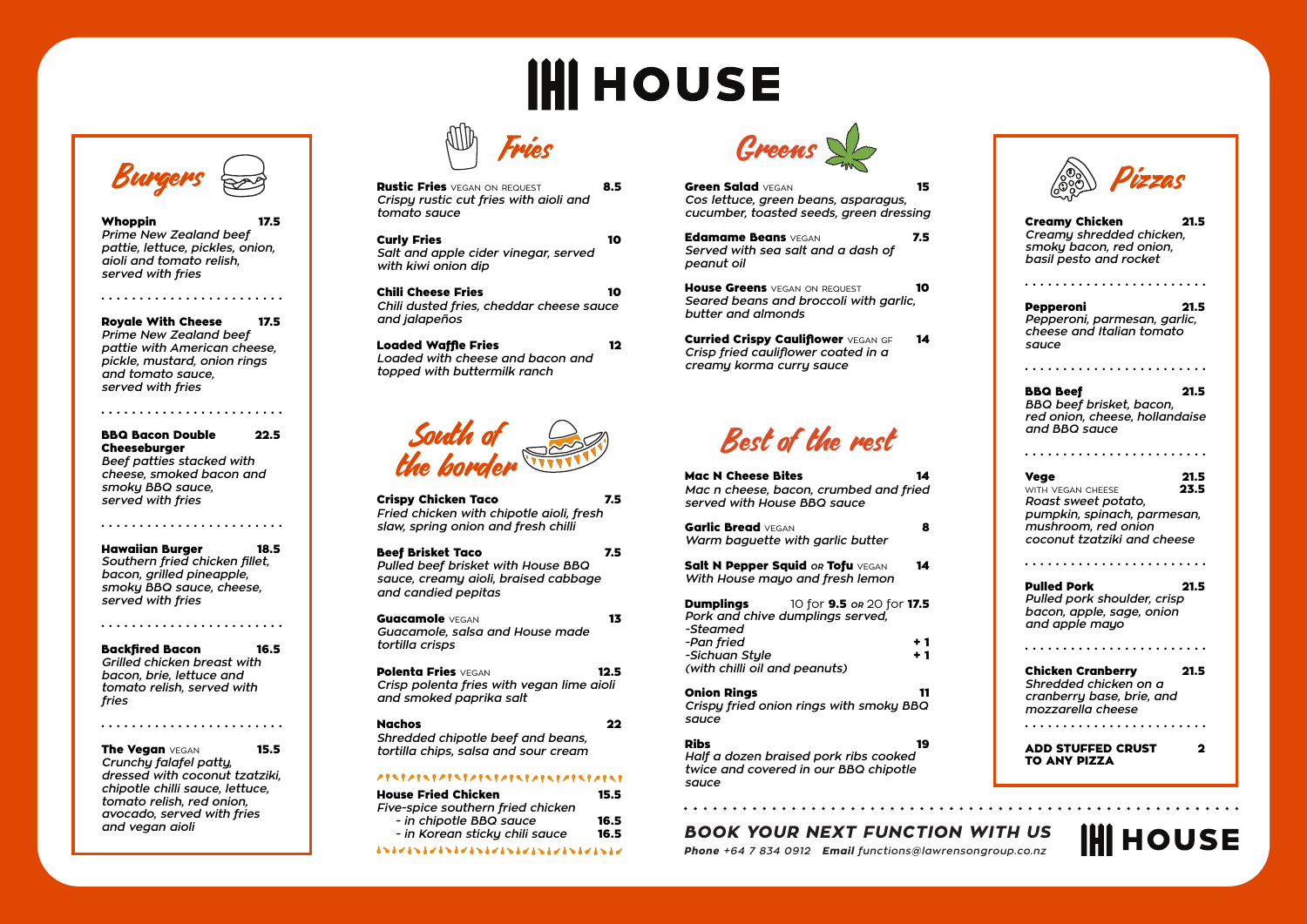# HOUSE

## Burgers

**Whoppin** 17.5
*Prime New Zealand beef pattie, lettuce, pickles, onion, aioli and tomato relish, served with fries*

**Royale With Cheese** 17.5
*Prime New Zealand beef pattie with American cheese, pickle, mustard, onion rings and tomato sauce, served with fries*

**BBQ Bacon Double Cheeseburger** 22.5
*Beef patties stacked with cheese, smoked bacon and smoky BBQ sauce, served with fries*

**Hawaiian Burger** 18.5
*Southern fried chicken fillet, bacon, grilled pineapple, smoky BBQ sauce, cheese, served with fries*

**Backfired Bacon** 16.5
*Grilled chicken breast with bacon, brie, lettuce and tomato relish, served with fries*

**The Vegan** VEGAN 15.5
*Crunchy falafel patty, dressed with coconut tzatziki, chipotle chilli sauce, lettuce, tomato relish, red onion, avocado, served with fries and vegan aioli*

## Fries

**Rustic Fries** VEGAN ON REQUEST 8.5
*Crispy rustic cut fries with aioli and tomato sauce*

**Curly Fries** 10
*Salt and apple cider vinegar, served with kiwi onion dip*

**Chili Cheese Fries** 10
*Chili dusted fries, cheddar cheese sauce and jalapeños*

**Loaded Waffle Fries** 12
*Loaded with cheese and bacon and topped with buttermilk ranch*

## South of the border

**Crispy Chicken Taco** 7.5
*Fried chicken with chipotle aioli, fresh slaw, spring onion and fresh chilli*

**Beef Brisket Taco** 7.5
*Pulled beef brisket with House BBQ sauce, creamy aioli, braised cabbage and candied pepitas*

**Guacamole** VEGAN 13
*Guacamole, salsa and House made tortilla crisps*

**Polenta Fries** VEGAN 12.5
*Crisp polenta fries with vegan lime aioli and smoked paprika salt*

**Nachos** 22
*Shredded chipotle beef and beans, tortilla chips, salsa and sour cream*

**House Fried Chicken** 15.5
*Five-spice southern fried chicken*
*- in chipotle BBQ sauce* 16.5
*- in Korean sticky chili sauce* 16.5

## Greens

**Green Salad** VEGAN 15
*Cos lettuce, green beans, asparagus, cucumber, toasted seeds, green dressing*

**Edamame Beans** VEGAN 7.5
*Served with sea salt and a dash of peanut oil*

**House Greens** VEGAN ON REQUEST 10
*Seared beans and broccoli with garlic, butter and almonds*

**Curried Crispy Cauliflower** VEGAN GF 14
*Crisp fried cauliflower coated in a creamy korma curry sauce*

## Best of the rest

**Mac N Cheese Bites** 14
*Mac n cheese, bacon, crumbed and fried served with House BBQ sauce*

**Garlic Bread** VEGAN 8
*Warm baguette with garlic butter*

**Salt N Pepper Squid** *OR* **Tofu** VEGAN 14
*With House mayo and fresh lemon*

**Dumplings** 10 for **9.5** *OR* 20 for **17.5**
*Pork and chive dumplings served,*
*-Steamed*
*-Pan fried* + 1
*-Sichuan Style* + 1
*(with chilli oil and peanuts)*

**Onion Rings** 11
*Crispy fried onion rings with smoky BBQ sauce*

**Ribs** 19
*Half a dozen braised pork ribs cooked twice and covered in our BBQ chipotle sauce*

## Pizzas

**Creamy Chicken** 21.5
*Creamy shredded chicken, smoky bacon, red onion, basil pesto and rocket*

**Pepperoni** 21.5
*Pepperoni, parmesan, garlic, cheese and Italian tomato sauce*

**BBQ Beef** 21.5
*BBQ beef brisket, bacon, red onion, cheese, hollandaise and BBQ sauce*

**Vege** 21.5
WITH VEGAN CHEESE 23.5
*Roast sweet potato, pumpkin, spinach, parmesan, mushroom, red onion coconut tzatziki and cheese*

**Pulled Pork** 21.5
*Pulled pork shoulder, crisp bacon, apple, sage, onion and apple mayo*

**Chicken Cranberry** 21.5
*Shredded chicken on a cranberry base, brie, and mozzarella cheese*

**ADD STUFFED CRUST TO ANY PIZZA** 2

---

*BOOK YOUR NEXT FUNCTION WITH US*

***Phone*** *+64 7 834 0912* ***Email*** *functions@lawrensongroup.co.nz*

HOUSE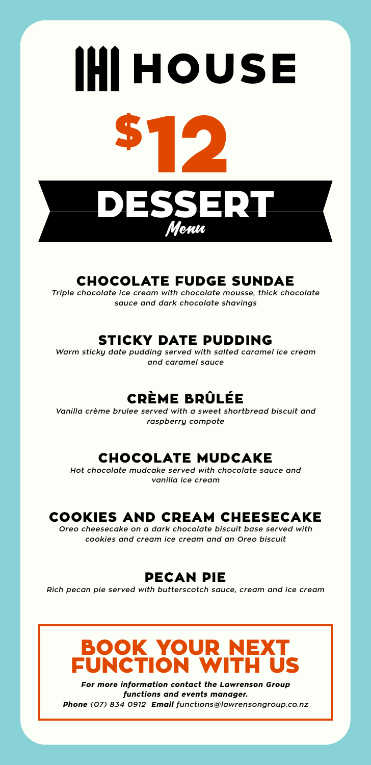# HOUSE

# $12

# DESSERT

*Menu*

## CHOCOLATE FUDGE SUNDAE

*Triple chocolate ice cream with chocolate mousse, thick chocolate sauce and dark chocolate shavings*

## STICKY DATE PUDDING

*Warm sticky date pudding served with salted caramel ice cream and caramel sauce*

## CRÈME BRÛLÉE

*Vanilla crème brulee served with a sweet shortbread biscuit and raspberry compote*

## CHOCOLATE MUDCAKE

*Hot chocolate mudcake served with chocolate sauce and vanilla ice cream*

## COOKIES AND CREAM CHEESECAKE

*Oreo cheesecake on a dark chocolate biscuit base served with cookies and cream ice cream and an Oreo biscuit*

## PECAN PIE

*Rich pecan pie served with butterscotch sauce, cream and ice cream*

## BOOK YOUR NEXT FUNCTION WITH US

***For more information contact the Lawrenson Group functions and events manager.***

***Phone*** *(07) 834 0912* ***Email*** *functions@lawrensongroup.co.nz*